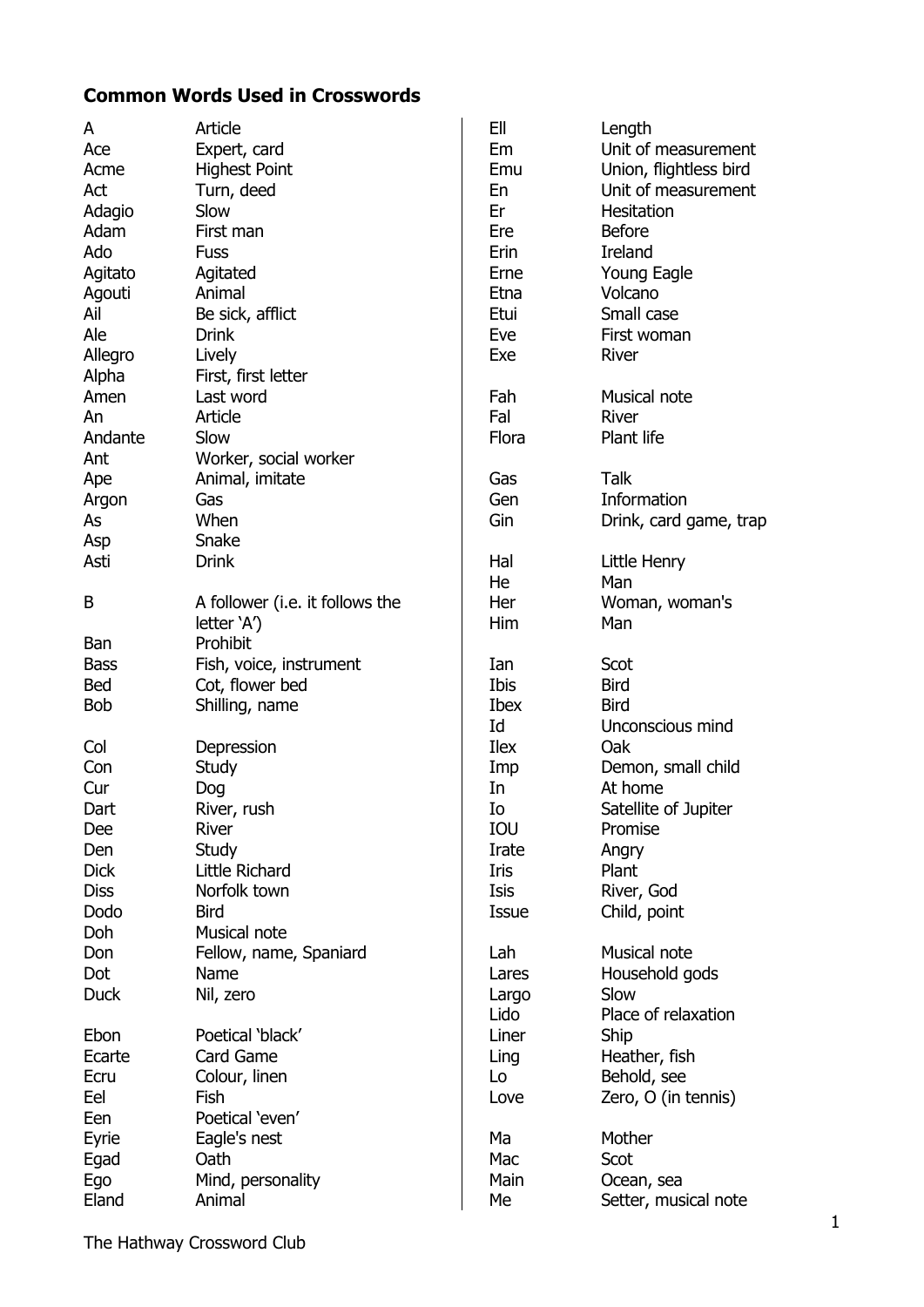## Common Words Used in Crosswords

| Word | Meaning |
|---|---|
| A | Article |
| Ace | Expert, card |
| Acme | Highest Point |
| Act | Turn, deed |
| Adagio | Slow |
| Adam | First man |
| Ado | Fuss |
| Agitato | Agitated |
| Agouti | Animal |
| Ail | Be sick, afflict |
| Ale | Drink |
| Allegro | Lively |
| Alpha | First, first letter |
| Amen | Last word |
| An | Article |
| Andante | Slow |
| Ant | Worker, social worker |
| Ape | Animal, imitate |
| Argon | Gas |
| As | When |
| Asp | Snake |
| Asti | Drink |
| | |
| B | A follower (i.e. it follows the letter 'A') |
| Ban | Prohibit |
| Bass | Fish, voice, instrument |
| Bed | Cot, flower bed |
| Bob | Shilling, name |
| | |
| Col | Depression |
| Con | Study |
| Cur | Dog |
| Dart | River, rush |
| Dee | River |
| Den | Study |
| Dick | Little Richard |
| Diss | Norfolk town |
| Dodo | Bird |
| Doh | Musical note |
| Don | Fellow, name, Spaniard |
| Dot | Name |
| Duck | Nil, zero |
| | |
| Ebon | Poetical 'black' |
| Ecarte | Card Game |
| Ecru | Colour, linen |
| Eel | Fish |
| Een | Poetical 'even' |
| Eyrie | Eagle's nest |
| Egad | Oath |
| Ego | Mind, personality |
| Eland | Animal |
| Ell | Length |
| Em | Unit of measurement |
| Emu | Union, flightless bird |
| En | Unit of measurement |
| Er | Hesitation |
| Ere | Before |
| Erin | Ireland |
| Erne | Young Eagle |
| Etna | Volcano |
| Etui | Small case |
| Eve | First woman |
| Exe | River |
| | |
| Fah | Musical note |
| Fal | River |
| Flora | Plant life |
| | |
| Gas | Talk |
| Gen | Information |
| Gin | Drink, card game, trap |
| | |
| Hal | Little Henry |
| He | Man |
| Her | Woman, woman's |
| Him | Man |
| | |
| Ian | Scot |
| Ibis | Bird |
| Ibex | Bird |
| Id | Unconscious mind |
| Ilex | Oak |
| Imp | Demon, small child |
| In | At home |
| Io | Satellite of Jupiter |
| IOU | Promise |
| Irate | Angry |
| Iris | Plant |
| Isis | River, God |
| Issue | Child, point |
| | |
| Lah | Musical note |
| Lares | Household gods |
| Largo | Slow |
| Lido | Place of relaxation |
| Liner | Ship |
| Ling | Heather, fish |
| Lo | Behold, see |
| Love | Zero, O (in tennis) |
| | |
| Ma | Mother |
| Mac | Scot |
| Main | Ocean, sea |
| Me | Setter, musical note |

The Hathway Crossword Club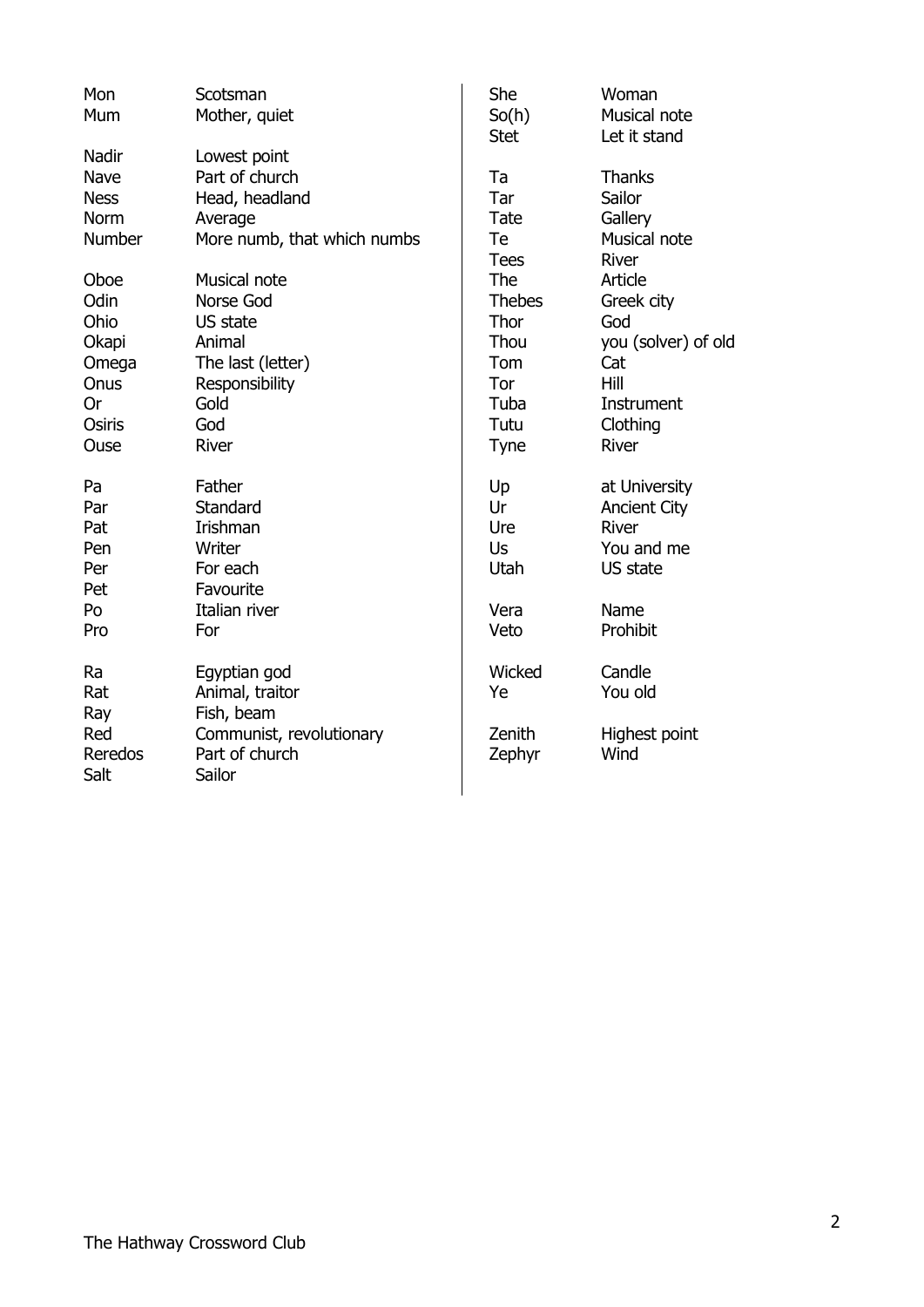| | |
|---|---|
| Mon | Scotsman |
| Mum | Mother, quiet |
| | |
| Nadir | Lowest point |
| Nave | Part of church |
| Ness | Head, headland |
| Norm | Average |
| Number | More numb, that which numbs |
| | |
| Oboe | Musical note |
| Odin | Norse God |
| Ohio | US state |
| Okapi | Animal |
| Omega | The last (letter) |
| Onus | Responsibility |
| Or | Gold |
| Osiris | God |
| Ouse | River |
| | |
| Pa | Father |
| Par | Standard |
| Pat | Irishman |
| Pen | Writer |
| Per | For each |
| Pet | Favourite |
| Po | Italian river |
| Pro | For |
| | |
| Ra | Egyptian god |
| Rat | Animal, traitor |
| Ray | Fish, beam |
| Red | Communist, revolutionary |
| Reredos | Part of church |
| Salt | Sailor |

| | |
|---|---|
| She | Woman |
| So(h) | Musical note |
| Stet | Let it stand |
| | |
| Ta | Thanks |
| Tar | Sailor |
| Tate | Gallery |
| Te | Musical note |
| Tees | River |
| The | Article |
| Thebes | Greek city |
| Thor | God |
| Thou | you (solver) of old |
| Tom | Cat |
| Tor | Hill |
| Tuba | Instrument |
| Tutu | Clothing |
| Tyne | River |
| | |
| Up | at University |
| Ur | Ancient City |
| Ure | River |
| Us | You and me |
| Utah | US state |
| | |
| Vera | Name |
| Veto | Prohibit |
| | |
| Wicked | Candle |
| Ye | You old |
| | |
| Zenith | Highest point |
| Zephyr | Wind |

The Hathway Crossword Club